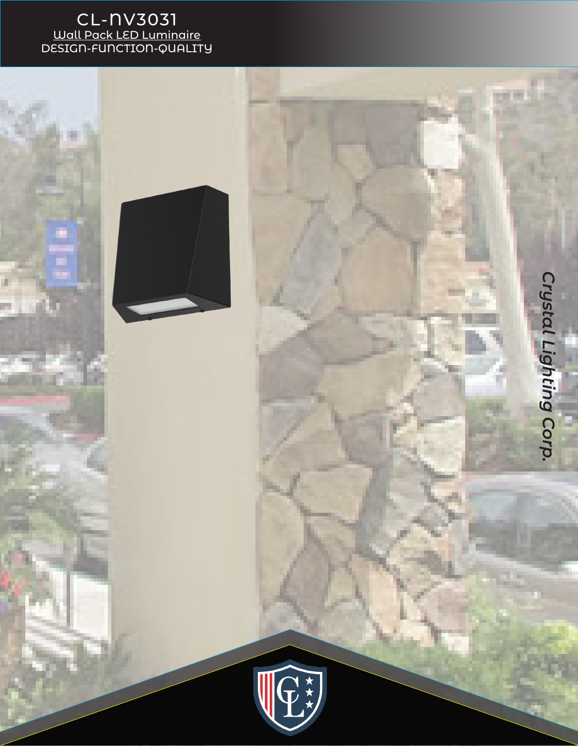# CL-NV3031

Wall Pack LED Luminaire

DESIGN-FUNCTION-QUALITY

Crystal Lighting Corp.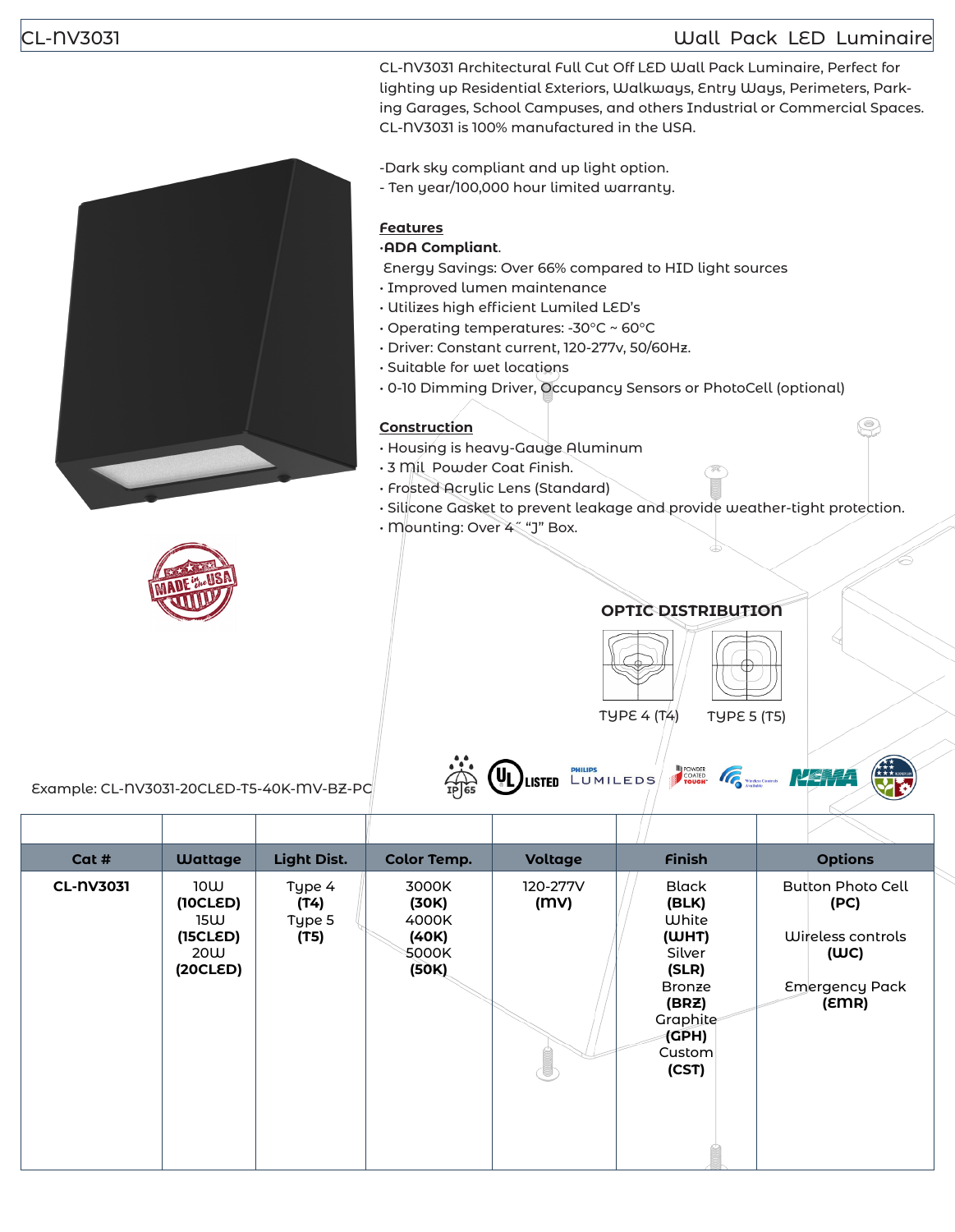# CL-NV3031 — Wall Pack LED Luminaire

CL-NV3031 Architectural Full Cut Off LED Wall Pack Luminaire, Perfect for lighting up Residential Exteriors, Walkways, Entry Ways, Perimeters, Parking Garages, School Campuses, and others Industrial or Commercial Spaces. CL-NV3031 is 100% manufactured in the USA.

-Dark sky compliant and up light option.
- Ten year/100,000 hour limited warranty.

## Features

- **ADA Compliant**.
- Energy Savings: Over 66% compared to HID light sources
- Improved lumen maintenance
- Utilizes high efficient Lumiled LED's
- Operating temperatures: -30°C ~ 60°C
- Driver: Constant current, 120-277v, 50/60Hz.
- Suitable for wet locations
- 0-10 Dimming Driver, Occupancy Sensors or PhotoCell (optional)

## Construction

- Housing is heavy-Gauge Aluminum
- 3 Mil Powder Coat Finish.
- Frosted Acrylic Lens (Standard)
- Silicone Gasket to prevent leakage and provide weather-tight protection.
- Mounting: Over 4" "J" Box.

## OPTIC DISTRIBUTION

TYPE 4 (T4) TYPE 5 (T5)

Example: CL-NV3031-20CLED-T5-40K-MV-BZ-PC

| Cat # | Wattage | Light Dist. | Color Temp. | Voltage | Finish | Options |
|---|---|---|---|---|---|---|
| **CL-NV3031** | 10W **(10CLED)** 15W **(15CLED)** 20W **(20CLED)** | Type 4 **(T4)** Type 5 **(T5)** | 3000K **(30K)** 4000K **(40K)** 5000K **(50K)** | 120-277V **(MV)** | Black **(BLK)** White **(WHT)** Silver **(SLR)** Bronze **(BRZ)** Graphite **(GPH)** Custom **(CST)** | Button Photo Cell **(PC)** Wireless controls **(WC)** Emergency Pack **(EMR)** |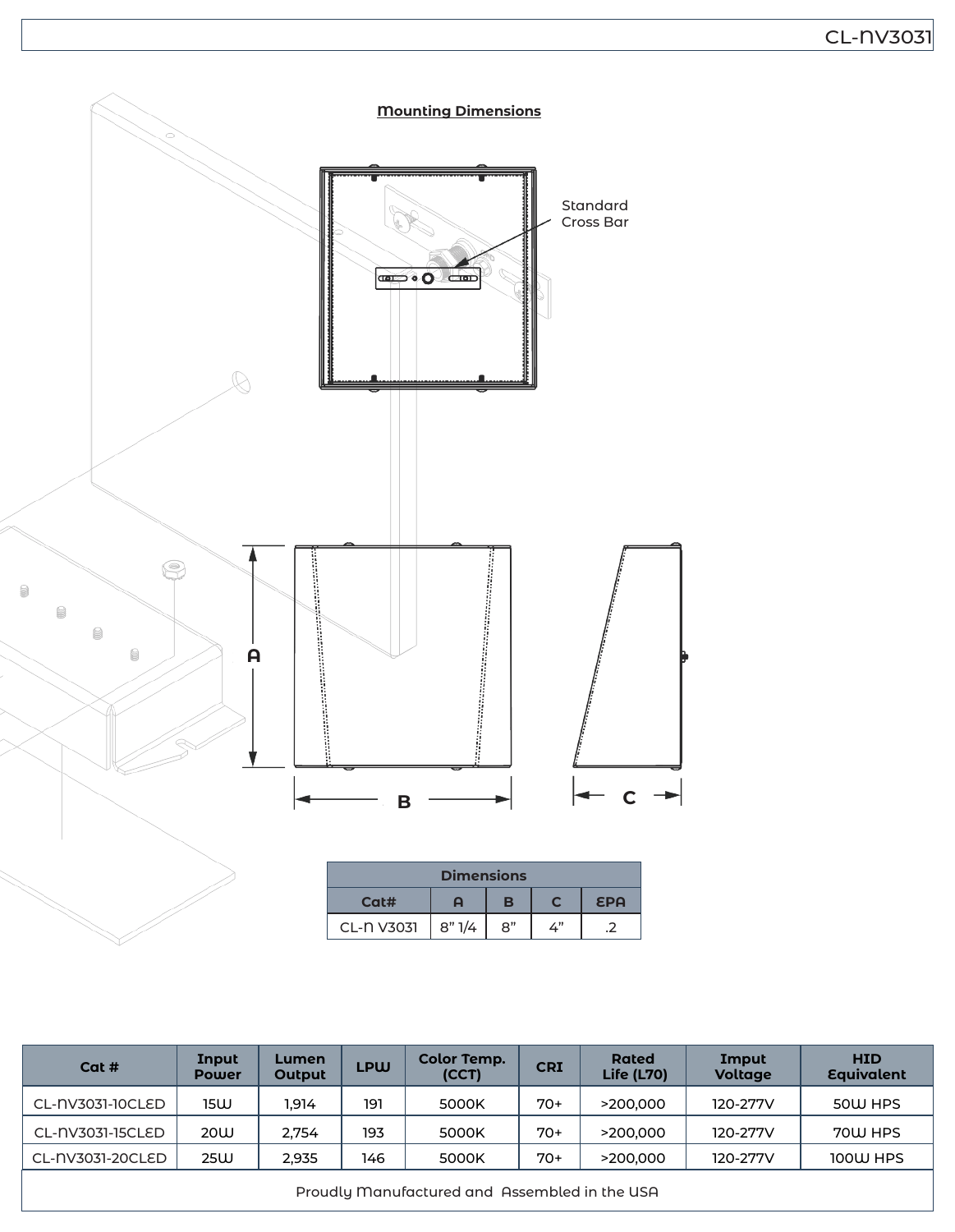## Mounting Dimensions

Standard Cross Bar

A

B

C

| Dimensions | | | | |
|---|---|---|---|---|
| Cat# | A | B | C | EPA |
| CL-N V3031 | 8" 1/4 | 8" | 4" | .2 |

| Cat # | Input Power | Lumen Output | LPW | Color Temp. (CCT) | CRI | Rated Life (L70) | Imput Voltage | HID Equivalent |
|---|---|---|---|---|---|---|---|---|
| CL-NV3031-10CLED | 15W | 1,914 | 191 | 5000K | 70+ | >200,000 | 120-277V | 50W HPS |
| CL-NV3031-15CLED | 20W | 2,754 | 193 | 5000K | 70+ | >200,000 | 120-277V | 70W HPS |
| CL-NV3031-20CLED | 25W | 2,935 | 146 | 5000K | 70+ | >200,000 | 120-277V | 100W HPS |

Proudly Manufactured and Assembled in the USA